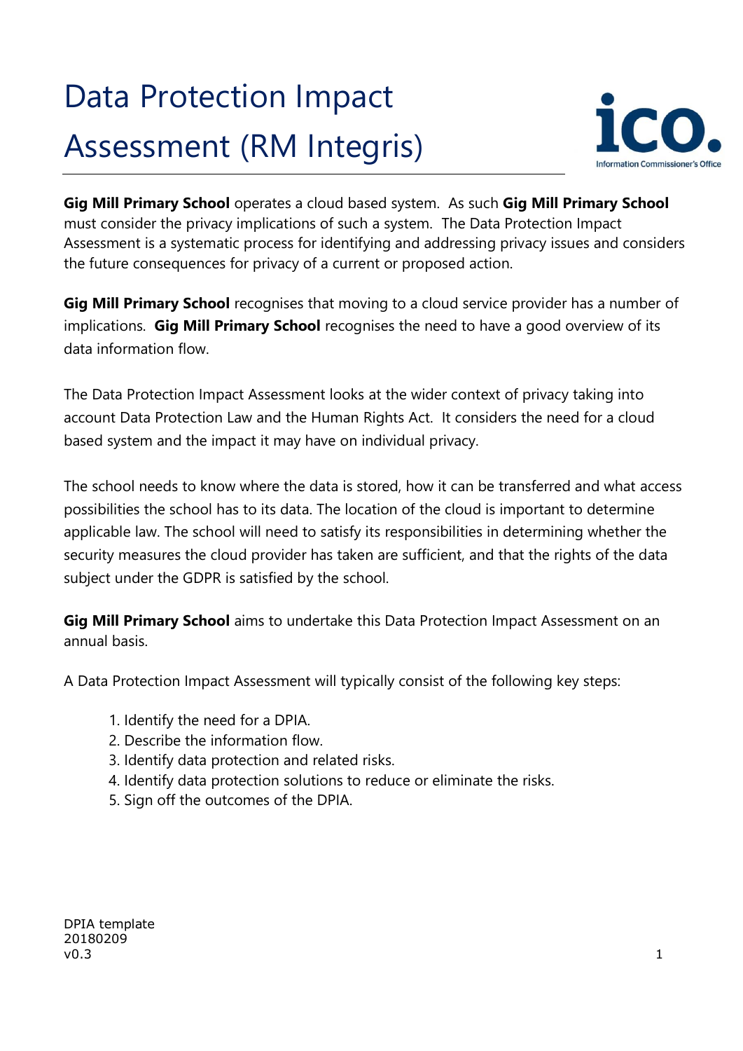# Data Protection Impact Assessment (RM Integris)

**Gig Mill Primary School** operates a cloud based system. As such **Gig Mill Primary School** must consider the privacy implications of such a system. The Data Protection Impact Assessment is a systematic process for identifying and addressing privacy issues and considers the future consequences for privacy of a current or proposed action.

**Gig Mill Primary School** recognises that moving to a cloud service provider has a number of implications. **Gig Mill Primary School** recognises the need to have a good overview of its data information flow.

The Data Protection Impact Assessment looks at the wider context of privacy taking into account Data Protection Law and the Human Rights Act. It considers the need for a cloud based system and the impact it may have on individual privacy.

The school needs to know where the data is stored, how it can be transferred and what access possibilities the school has to its data. The location of the cloud is important to determine applicable law. The school will need to satisfy its responsibilities in determining whether the security measures the cloud provider has taken are sufficient, and that the rights of the data subject under the GDPR is satisfied by the school.

**Gig Mill Primary School** aims to undertake this Data Protection Impact Assessment on an annual basis.

A Data Protection Impact Assessment will typically consist of the following key steps:

1. Identify the need for a DPIA.
2. Describe the information flow.
3. Identify data protection and related risks.
4. Identify data protection solutions to reduce or eliminate the risks.
5. Sign off the outcomes of the DPIA.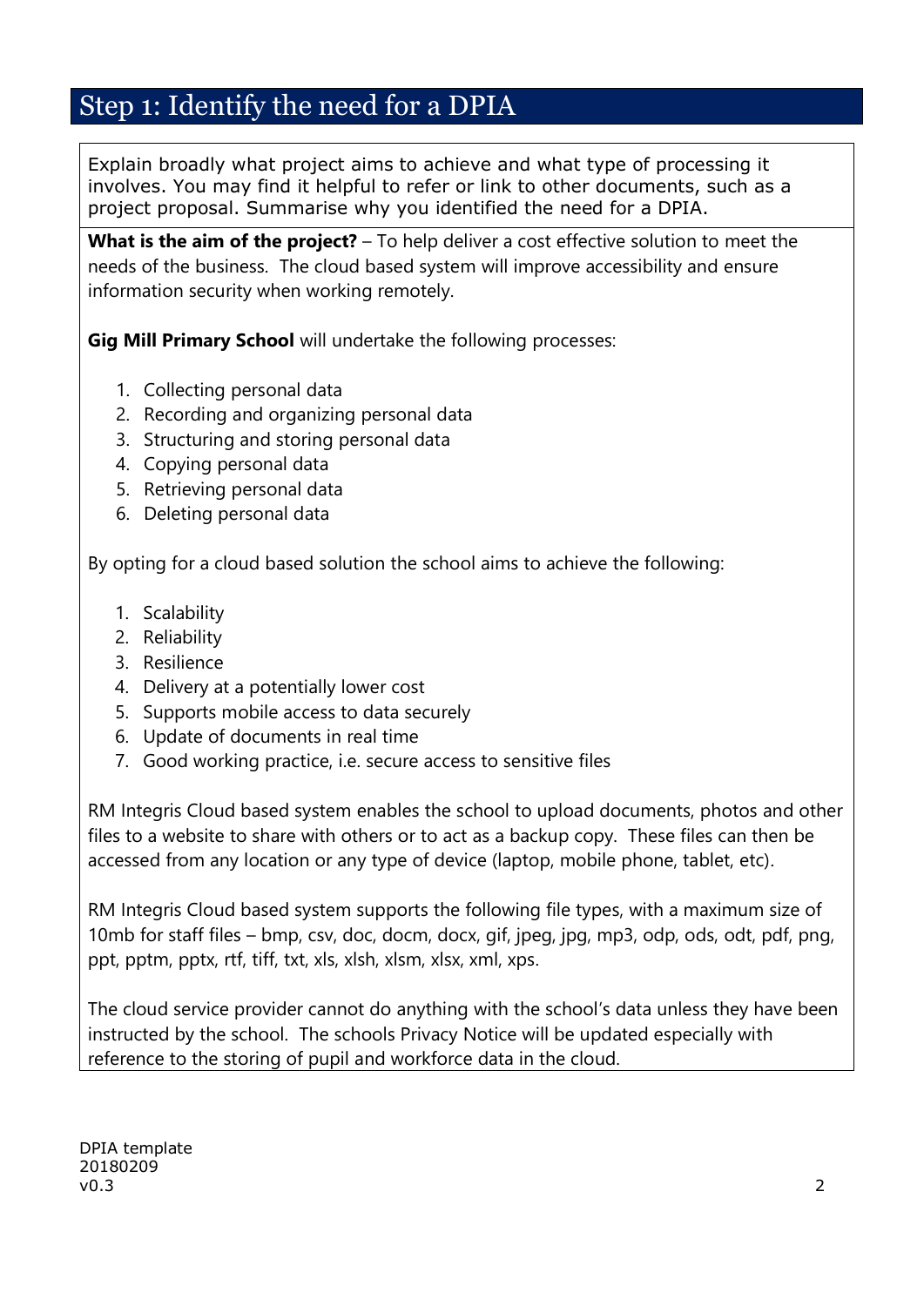## Step 1: Identify the need for a DPIA

Explain broadly what project aims to achieve and what type of processing it involves. You may find it helpful to refer or link to other documents, such as a project proposal. Summarise why you identified the need for a DPIA.

**What is the aim of the project?** – To help deliver a cost effective solution to meet the needs of the business. The cloud based system will improve accessibility and ensure information security when working remotely.

**Gig Mill Primary School** will undertake the following processes:

1. Collecting personal data
2. Recording and organizing personal data
3. Structuring and storing personal data
4. Copying personal data
5. Retrieving personal data
6. Deleting personal data

By opting for a cloud based solution the school aims to achieve the following:

1. Scalability
2. Reliability
3. Resilience
4. Delivery at a potentially lower cost
5. Supports mobile access to data securely
6. Update of documents in real time
7. Good working practice, i.e. secure access to sensitive files

RM Integris Cloud based system enables the school to upload documents, photos and other files to a website to share with others or to act as a backup copy. These files can then be accessed from any location or any type of device (laptop, mobile phone, tablet, etc).

RM Integris Cloud based system supports the following file types, with a maximum size of 10mb for staff files – bmp, csv, doc, docm, docx, gif, jpeg, jpg, mp3, odp, ods, odt, pdf, png, ppt, pptm, pptx, rtf, tiff, txt, xls, xlsh, xlsm, xlsx, xml, xps.

The cloud service provider cannot do anything with the school's data unless they have been instructed by the school. The schools Privacy Notice will be updated especially with reference to the storing of pupil and workforce data in the cloud.

DPIA template
20180209
v0.3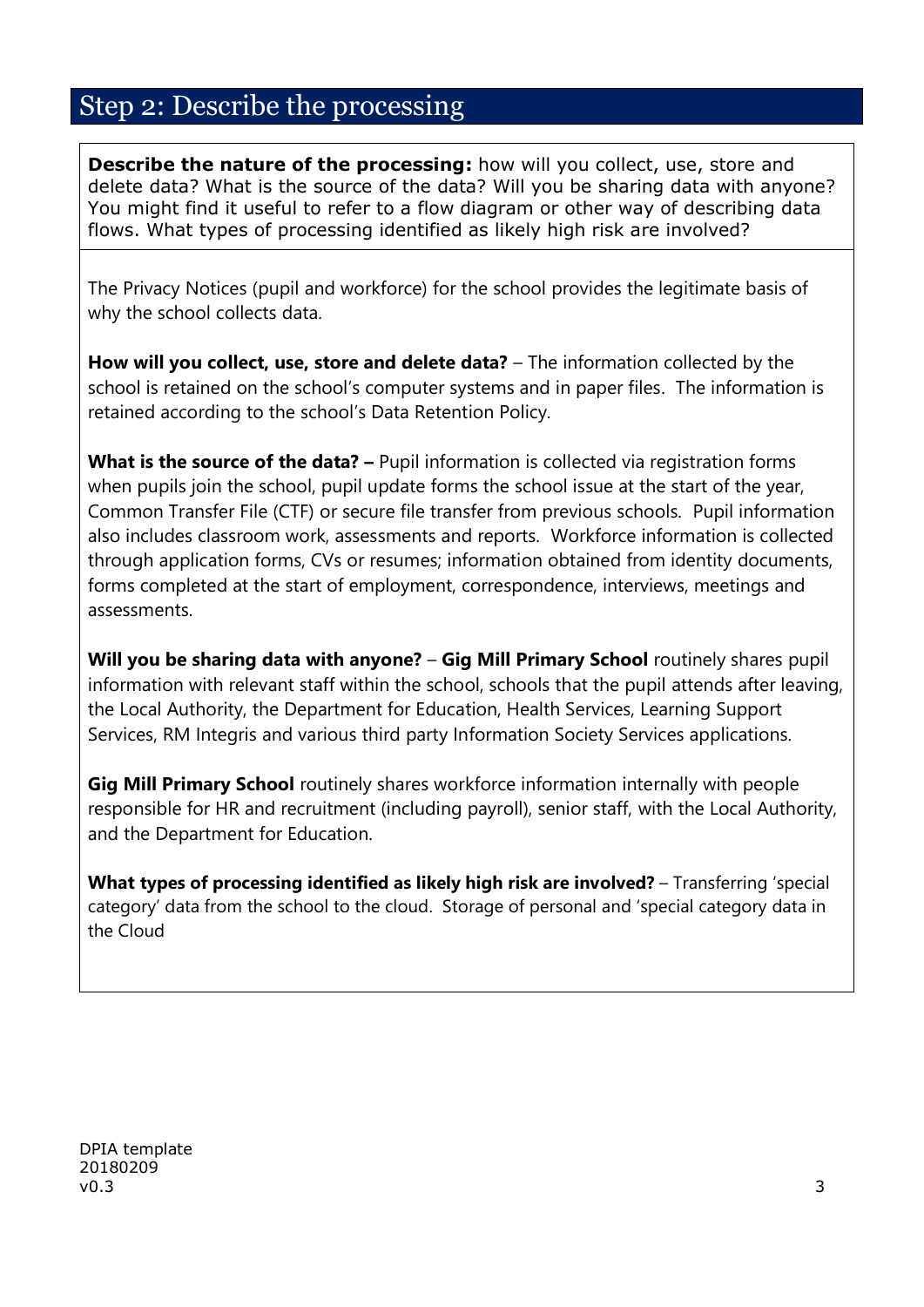## Step 2: Describe the processing

**Describe the nature of the processing:** how will you collect, use, store and delete data? What is the source of the data? Will you be sharing data with anyone? You might find it useful to refer to a flow diagram or other way of describing data flows. What types of processing identified as likely high risk are involved?

The Privacy Notices (pupil and workforce) for the school provides the legitimate basis of why the school collects data.

**How will you collect, use, store and delete data?** – The information collected by the school is retained on the school's computer systems and in paper files. The information is retained according to the school's Data Retention Policy.

**What is the source of the data? –** Pupil information is collected via registration forms when pupils join the school, pupil update forms the school issue at the start of the year, Common Transfer File (CTF) or secure file transfer from previous schools. Pupil information also includes classroom work, assessments and reports. Workforce information is collected through application forms, CVs or resumes; information obtained from identity documents, forms completed at the start of employment, correspondence, interviews, meetings and assessments.

**Will you be sharing data with anyone?** – **Gig Mill Primary School** routinely shares pupil information with relevant staff within the school, schools that the pupil attends after leaving, the Local Authority, the Department for Education, Health Services, Learning Support Services, RM Integris and various third party Information Society Services applications.

**Gig Mill Primary School** routinely shares workforce information internally with people responsible for HR and recruitment (including payroll), senior staff, with the Local Authority, and the Department for Education.

**What types of processing identified as likely high risk are involved?** – Transferring 'special category' data from the school to the cloud. Storage of personal and 'special category data in the Cloud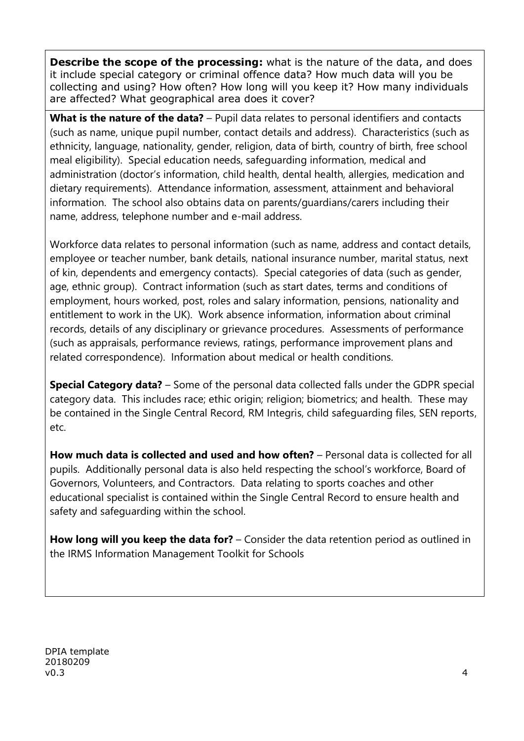**Describe the scope of the processing:** what is the nature of the data, and does it include special category or criminal offence data? How much data will you be collecting and using? How often? How long will you keep it? How many individuals are affected? What geographical area does it cover?

**What is the nature of the data?** – Pupil data relates to personal identifiers and contacts (such as name, unique pupil number, contact details and address). Characteristics (such as ethnicity, language, nationality, gender, religion, data of birth, country of birth, free school meal eligibility). Special education needs, safeguarding information, medical and administration (doctor's information, child health, dental health, allergies, medication and dietary requirements). Attendance information, assessment, attainment and behavioral information. The school also obtains data on parents/guardians/carers including their name, address, telephone number and e-mail address.

Workforce data relates to personal information (such as name, address and contact details, employee or teacher number, bank details, national insurance number, marital status, next of kin, dependents and emergency contacts). Special categories of data (such as gender, age, ethnic group). Contract information (such as start dates, terms and conditions of employment, hours worked, post, roles and salary information, pensions, nationality and entitlement to work in the UK). Work absence information, information about criminal records, details of any disciplinary or grievance procedures. Assessments of performance (such as appraisals, performance reviews, ratings, performance improvement plans and related correspondence). Information about medical or health conditions.

**Special Category data?** – Some of the personal data collected falls under the GDPR special category data. This includes race; ethic origin; religion; biometrics; and health. These may be contained in the Single Central Record, RM Integris, child safeguarding files, SEN reports, etc.

**How much data is collected and used and how often?** – Personal data is collected for all pupils. Additionally personal data is also held respecting the school's workforce, Board of Governors, Volunteers, and Contractors. Data relating to sports coaches and other educational specialist is contained within the Single Central Record to ensure health and safety and safeguarding within the school.

**How long will you keep the data for?** – Consider the data retention period as outlined in the IRMS Information Management Toolkit for Schools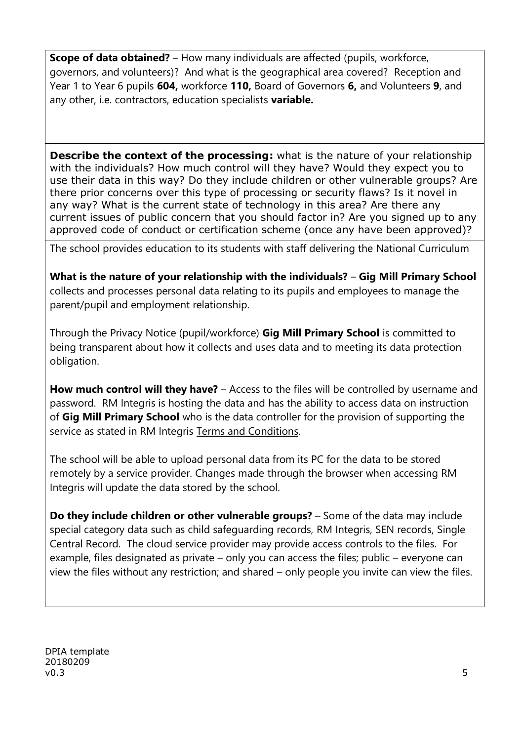**Scope of data obtained?** – How many individuals are affected (pupils, workforce, governors, and volunteers)? And what is the geographical area covered? Reception and Year 1 to Year 6 pupils **604,** workforce **110,** Board of Governors **6,** and Volunteers **9**, and any other, i.e. contractors, education specialists **variable.**

**Describe the context of the processing:** what is the nature of your relationship with the individuals? How much control will they have? Would they expect you to use their data in this way? Do they include children or other vulnerable groups? Are there prior concerns over this type of processing or security flaws? Is it novel in any way? What is the current state of technology in this area? Are there any current issues of public concern that you should factor in? Are you signed up to any approved code of conduct or certification scheme (once any have been approved)?

The school provides education to its students with staff delivering the National Curriculum

**What is the nature of your relationship with the individuals?** – **Gig Mill Primary School** collects and processes personal data relating to its pupils and employees to manage the parent/pupil and employment relationship.

Through the Privacy Notice (pupil/workforce) **Gig Mill Primary School** is committed to being transparent about how it collects and uses data and to meeting its data protection obligation.

**How much control will they have?** – Access to the files will be controlled by username and password. RM Integris is hosting the data and has the ability to access data on instruction of **Gig Mill Primary School** who is the data controller for the provision of supporting the service as stated in RM Integris Terms and Conditions.

The school will be able to upload personal data from its PC for the data to be stored remotely by a service provider. Changes made through the browser when accessing RM Integris will update the data stored by the school.

**Do they include children or other vulnerable groups?** – Some of the data may include special category data such as child safeguarding records, RM Integris, SEN records, Single Central Record. The cloud service provider may provide access controls to the files. For example, files designated as private – only you can access the files; public – everyone can view the files without any restriction; and shared – only people you invite can view the files.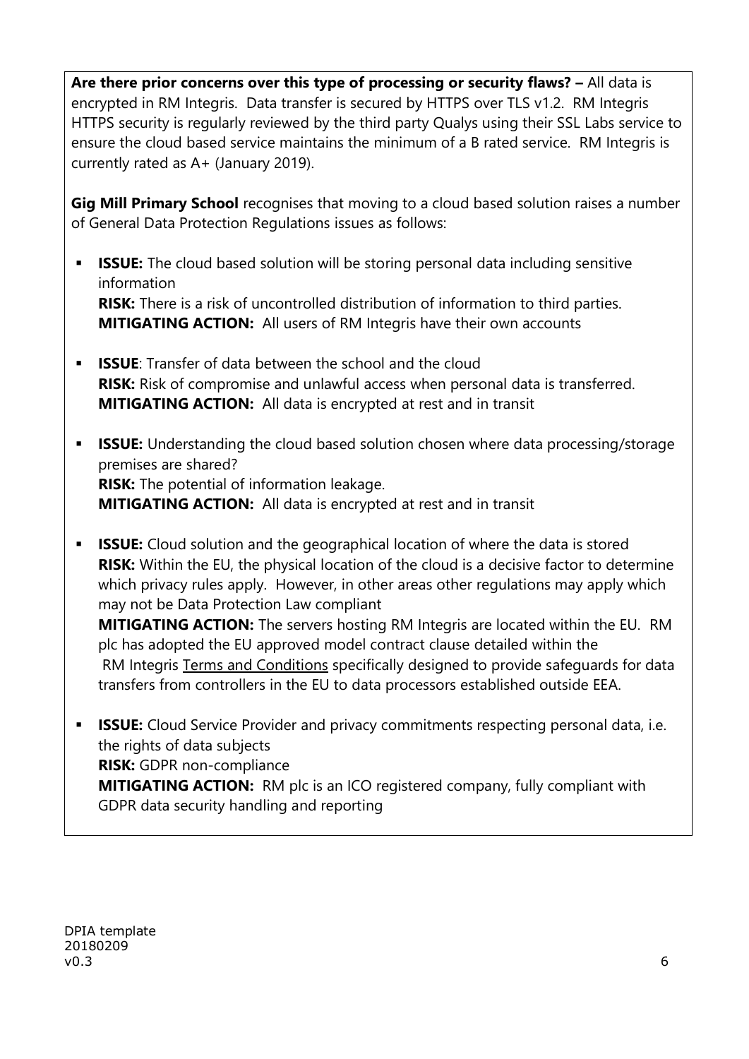**Are there prior concerns over this type of processing or security flaws? –** All data is encrypted in RM Integris. Data transfer is secured by HTTPS over TLS v1.2. RM Integris HTTPS security is regularly reviewed by the third party Qualys using their SSL Labs service to ensure the cloud based service maintains the minimum of a B rated service. RM Integris is currently rated as A+ (January 2019).

**Gig Mill Primary School** recognises that moving to a cloud based solution raises a number of General Data Protection Regulations issues as follows:

- **ISSUE:** The cloud based solution will be storing personal data including sensitive information
  **RISK:** There is a risk of uncontrolled distribution of information to third parties.
  **MITIGATING ACTION:** All users of RM Integris have their own accounts

- **ISSUE**: Transfer of data between the school and the cloud
  **RISK:** Risk of compromise and unlawful access when personal data is transferred.
  **MITIGATING ACTION:** All data is encrypted at rest and in transit

- **ISSUE:** Understanding the cloud based solution chosen where data processing/storage premises are shared?
  **RISK:** The potential of information leakage.
  **MITIGATING ACTION:** All data is encrypted at rest and in transit

- **ISSUE:** Cloud solution and the geographical location of where the data is stored
  **RISK:** Within the EU, the physical location of the cloud is a decisive factor to determine which privacy rules apply. However, in other areas other regulations may apply which may not be Data Protection Law compliant
  **MITIGATING ACTION:** The servers hosting RM Integris are located within the EU. RM plc has adopted the EU approved model contract clause detailed within the RM Integris Terms and Conditions specifically designed to provide safeguards for data transfers from controllers in the EU to data processors established outside EEA.

- **ISSUE:** Cloud Service Provider and privacy commitments respecting personal data, i.e. the rights of data subjects
  **RISK:** GDPR non-compliance
  **MITIGATING ACTION:** RM plc is an ICO registered company, fully compliant with GDPR data security handling and reporting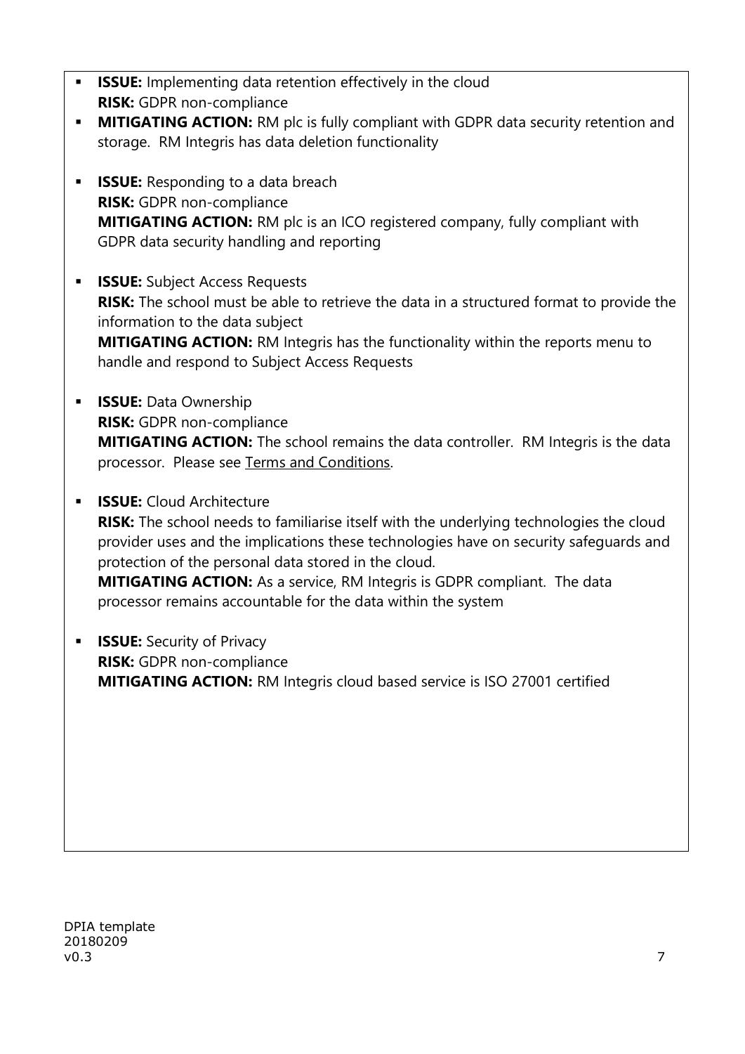- **ISSUE:** Implementing data retention effectively in the cloud
  **RISK:** GDPR non-compliance
- **MITIGATING ACTION:** RM plc is fully compliant with GDPR data security retention and storage. RM Integris has data deletion functionality

- **ISSUE:** Responding to a data breach
  **RISK:** GDPR non-compliance
  **MITIGATING ACTION:** RM plc is an ICO registered company, fully compliant with GDPR data security handling and reporting

- **ISSUE:** Subject Access Requests
  **RISK:** The school must be able to retrieve the data in a structured format to provide the information to the data subject
  **MITIGATING ACTION:** RM Integris has the functionality within the reports menu to handle and respond to Subject Access Requests

- **ISSUE:** Data Ownership
  **RISK:** GDPR non-compliance
  **MITIGATING ACTION:** The school remains the data controller. RM Integris is the data processor. Please see Terms and Conditions.

- **ISSUE:** Cloud Architecture
  **RISK:** The school needs to familiarise itself with the underlying technologies the cloud provider uses and the implications these technologies have on security safeguards and protection of the personal data stored in the cloud.
  **MITIGATING ACTION:** As a service, RM Integris is GDPR compliant. The data processor remains accountable for the data within the system

- **ISSUE:** Security of Privacy
  **RISK:** GDPR non-compliance
  **MITIGATING ACTION:** RM Integris cloud based service is ISO 27001 certified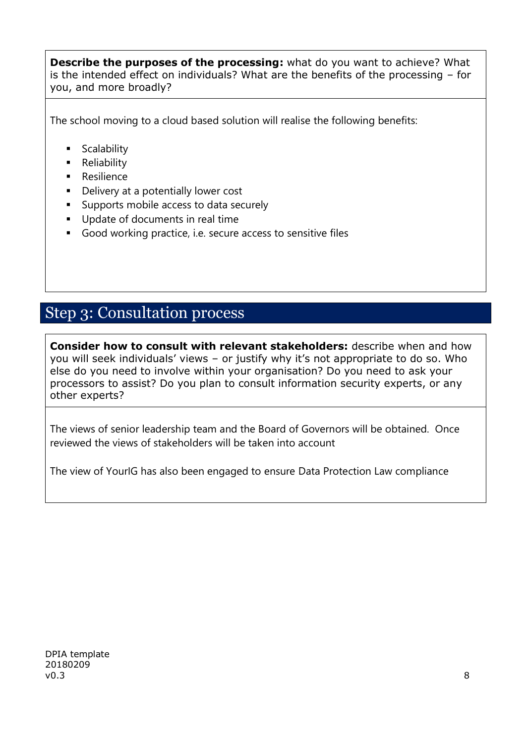**Describe the purposes of the processing:** what do you want to achieve? What is the intended effect on individuals? What are the benefits of the processing – for you, and more broadly?

The school moving to a cloud based solution will realise the following benefits:

- Scalability
- Reliability
- Resilience
- Delivery at a potentially lower cost
- Supports mobile access to data securely
- Update of documents in real time
- Good working practice, i.e. secure access to sensitive files

## Step 3: Consultation process

**Consider how to consult with relevant stakeholders:** describe when and how you will seek individuals' views – or justify why it's not appropriate to do so. Who else do you need to involve within your organisation? Do you need to ask your processors to assist? Do you plan to consult information security experts, or any other experts?

The views of senior leadership team and the Board of Governors will be obtained. Once reviewed the views of stakeholders will be taken into account

The view of YourIG has also been engaged to ensure Data Protection Law compliance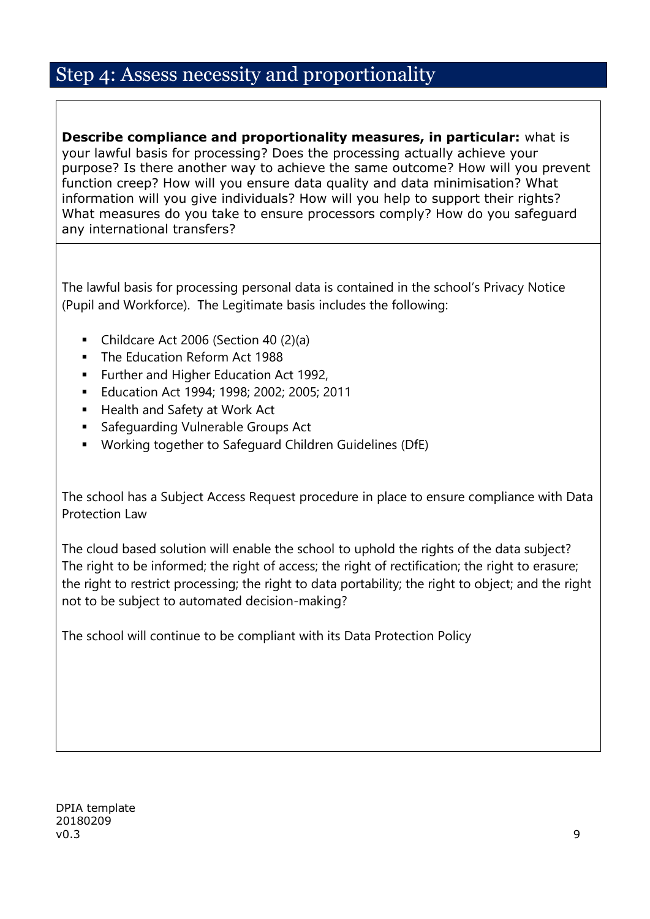# Step 4: Assess necessity and proportionality

**Describe compliance and proportionality measures, in particular:** what is your lawful basis for processing? Does the processing actually achieve your purpose? Is there another way to achieve the same outcome? How will you prevent function creep? How will you ensure data quality and data minimisation? What information will you give individuals? How will you help to support their rights? What measures do you take to ensure processors comply? How do you safeguard any international transfers?

The lawful basis for processing personal data is contained in the school's Privacy Notice (Pupil and Workforce). The Legitimate basis includes the following:

- Childcare Act 2006 (Section 40 (2)(a)
- The Education Reform Act 1988
- Further and Higher Education Act 1992,
- Education Act 1994; 1998; 2002; 2005; 2011
- Health and Safety at Work Act
- Safeguarding Vulnerable Groups Act
- Working together to Safeguard Children Guidelines (DfE)

The school has a Subject Access Request procedure in place to ensure compliance with Data Protection Law

The cloud based solution will enable the school to uphold the rights of the data subject? The right to be informed; the right of access; the right of rectification; the right to erasure; the right to restrict processing; the right to data portability; the right to object; and the right not to be subject to automated decision-making?

The school will continue to be compliant with its Data Protection Policy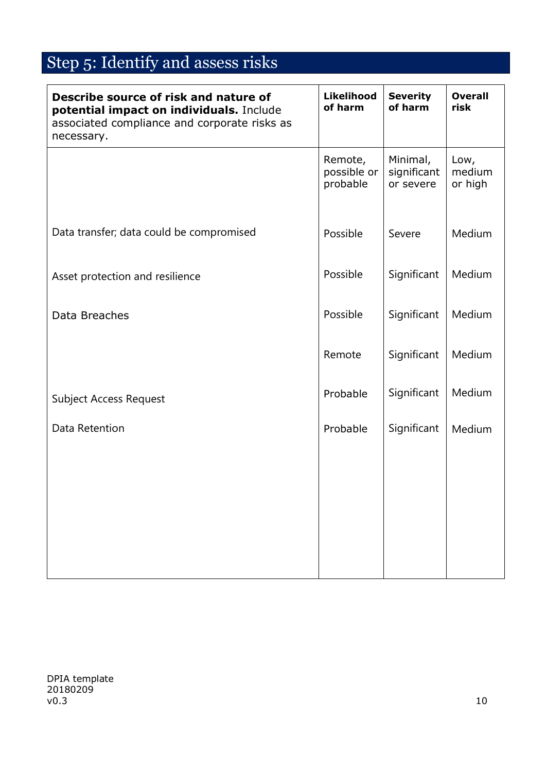# Step 5: Identify and assess risks

| **Describe source of risk and nature of potential impact on individuals.** Include associated compliance and corporate risks as necessary. | **Likelihood of harm** | **Severity of harm** | **Overall risk** |
|---|---|---|---|
| | Remote, possible or probable | Minimal, significant or severe | Low, medium or high |
| Data transfer; data could be compromised | Possible | Severe | Medium |
| Asset protection and resilience | Possible | Significant | Medium |
| Data Breaches | Possible | Significant | Medium |
| | Remote | Significant | Medium |
| Subject Access Request | Probable | Significant | Medium |
| Data Retention | Probable | Significant | Medium |

DPIA template
20180209
v0.3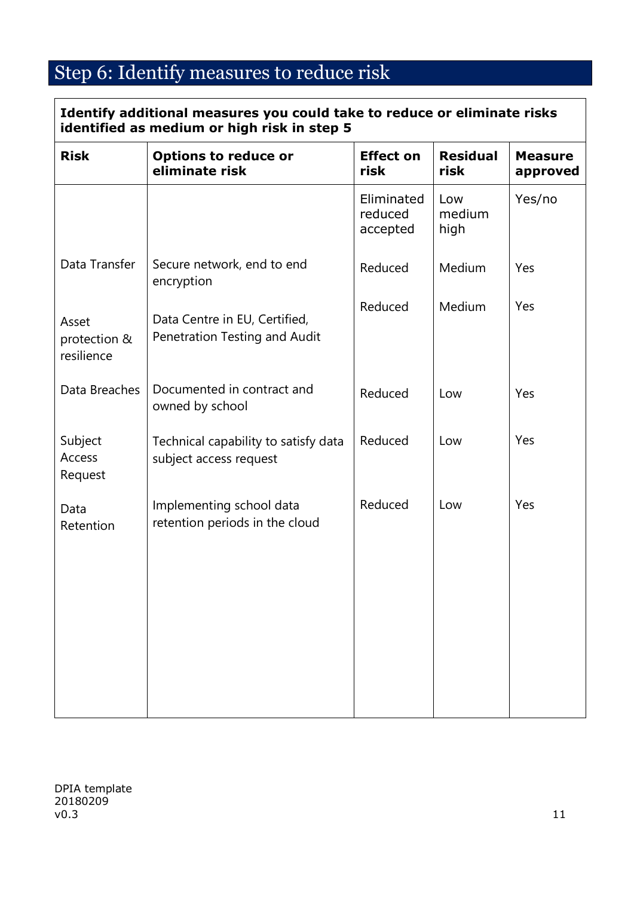# Step 6: Identify measures to reduce risk

| **Identify additional measures you could take to reduce or eliminate risks identified as medium or high risk in step 5** | | | | |
|---|---|---|---|---|
| **Risk** | **Options to reduce or eliminate risk** | **Effect on risk** | **Residual risk** | **Measure approved** |
| | | Eliminated reduced accepted | Low medium high | Yes/no |
| Data Transfer | Secure network, end to end encryption | Reduced | Medium | Yes |
| Asset protection & resilience | Data Centre in EU, Certified, Penetration Testing and Audit | Reduced | Medium | Yes |
| Data Breaches | Documented in contract and owned by school | Reduced | Low | Yes |
| Subject Access Request | Technical capability to satisfy data subject access request | Reduced | Low | Yes |
| Data Retention | Implementing school data retention periods in the cloud | Reduced | Low | Yes |

DPIA template
20180209
v0.3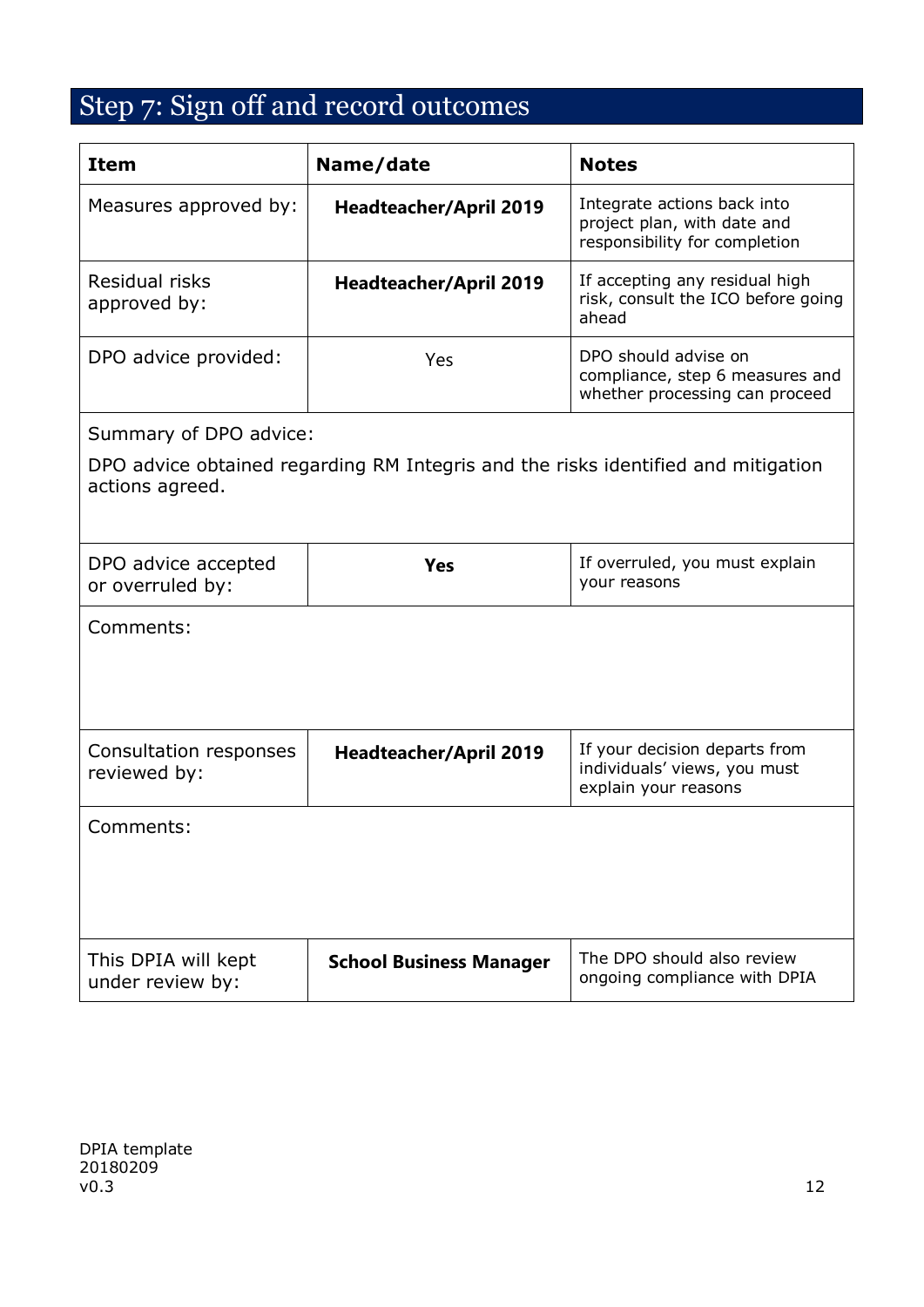## Step 7: Sign off and record outcomes

| Item | Name/date | Notes |
|---|---|---|
| Measures approved by: | **Headteacher/April 2019** | Integrate actions back into project plan, with date and responsibility for completion |
| Residual risks approved by: | **Headteacher/April 2019** | If accepting any residual high risk, consult the ICO before going ahead |
| DPO advice provided: | Yes | DPO should advise on compliance, step 6 measures and whether processing can proceed |
| Summary of DPO advice:<br><br>DPO advice obtained regarding RM Integris and the risks identified and mitigation actions agreed. | | |
| DPO advice accepted or overruled by: | **Yes** | If overruled, you must explain your reasons |
| Comments: | | |
| Consultation responses reviewed by: | **Headteacher/April 2019** | If your decision departs from individuals' views, you must explain your reasons |
| Comments: | | |
| This DPIA will kept under review by: | **School Business Manager** | The DPO should also review ongoing compliance with DPIA |

DPIA template
20180209
v0.3